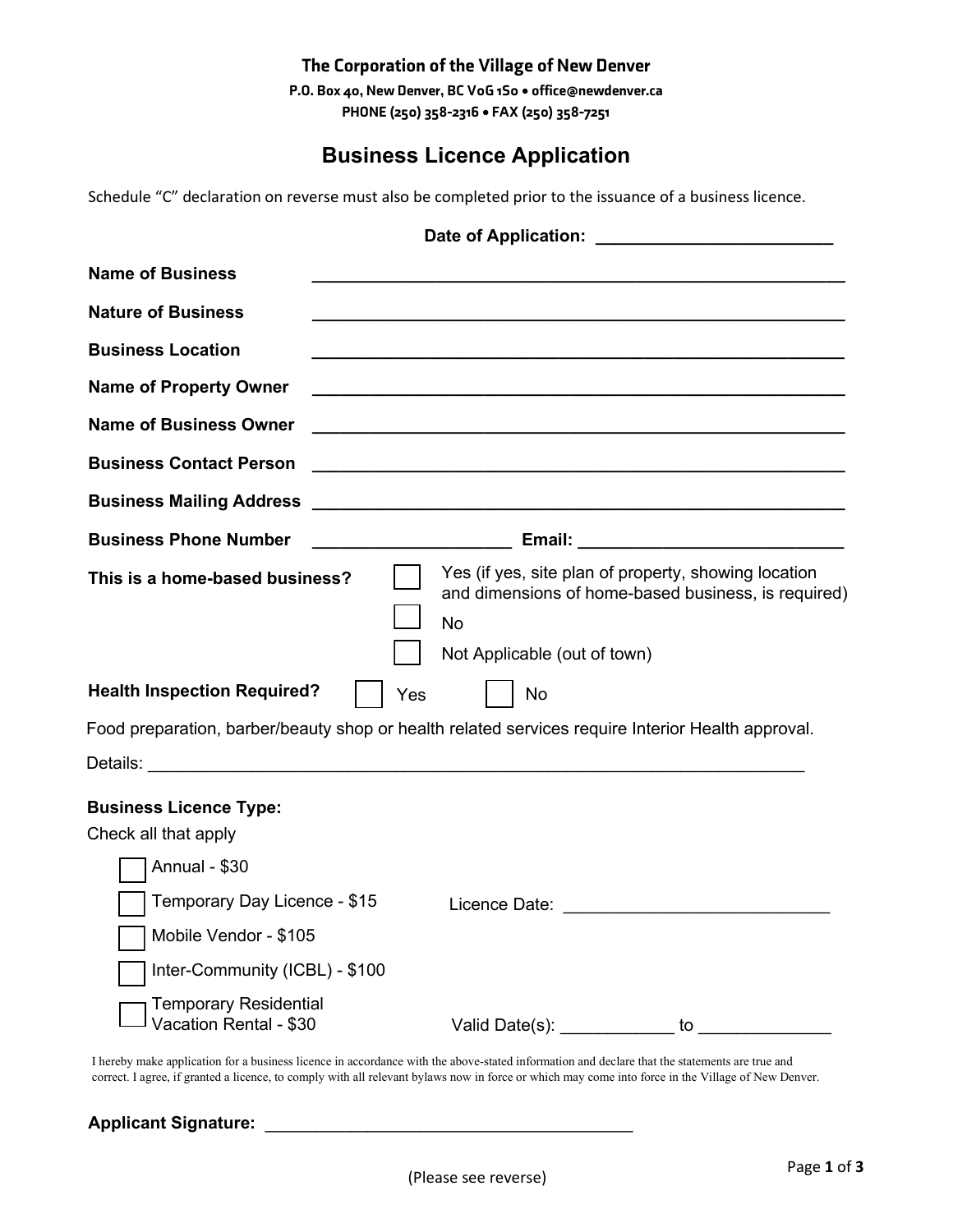**The Corporation of the Village of New Denver**

**P.O. Box 40, New Denver, BC V0G 1S0 • office@newdenver.ca**

**PHONE (250) 358-2316 • FAX (250) 358-7251**

# Business Licence Application

Schedule "C" declaration on reverse must also be completed prior to the issuance of a business licence.

**Date of Application:** ________________________

**Name of Business** ________________________________________________________

**Nature of Business** ________________________________________________________

**Business Location** ________________________________________________________

**Name of Property Owner** ________________________________________________________

**Name of Business Owner** ________________________________________________________

**Business Contact Person** ________________________________________________________

**Business Mailing Address** ________________________________________________________

**Business Phone Number** ____________________ **Email:** ___________________________

**This is a home-based business?**

- ☐ Yes (if yes, site plan of property, showing location and dimensions of home-based business, is required)
- ☐ No
- ☐ Not Applicable (out of town)

**Health Inspection Required?** ☐ Yes ☐ No

Food preparation, barber/beauty shop or health related services require Interior Health approval.

Details: ________________________________________________________________________

**Business Licence Type:**

Check all that apply

- ☐ Annual - $30
- ☐ Temporary Day Licence - $15 Licence Date: ___________________________
- ☐ Mobile Vendor - $105
- ☐ Inter-Community (ICBL) - $100
- ☐ Temporary Residential Vacation Rental - $30 Valid Date(s): ____________ to _____________

I hereby make application for a business licence in accordance with the above-stated information and declare that the statements are true and correct. I agree, if granted a licence, to comply with all relevant bylaws now in force or which may come into force in the Village of New Denver.

**Applicant Signature:** ________________________________________

(Please see reverse)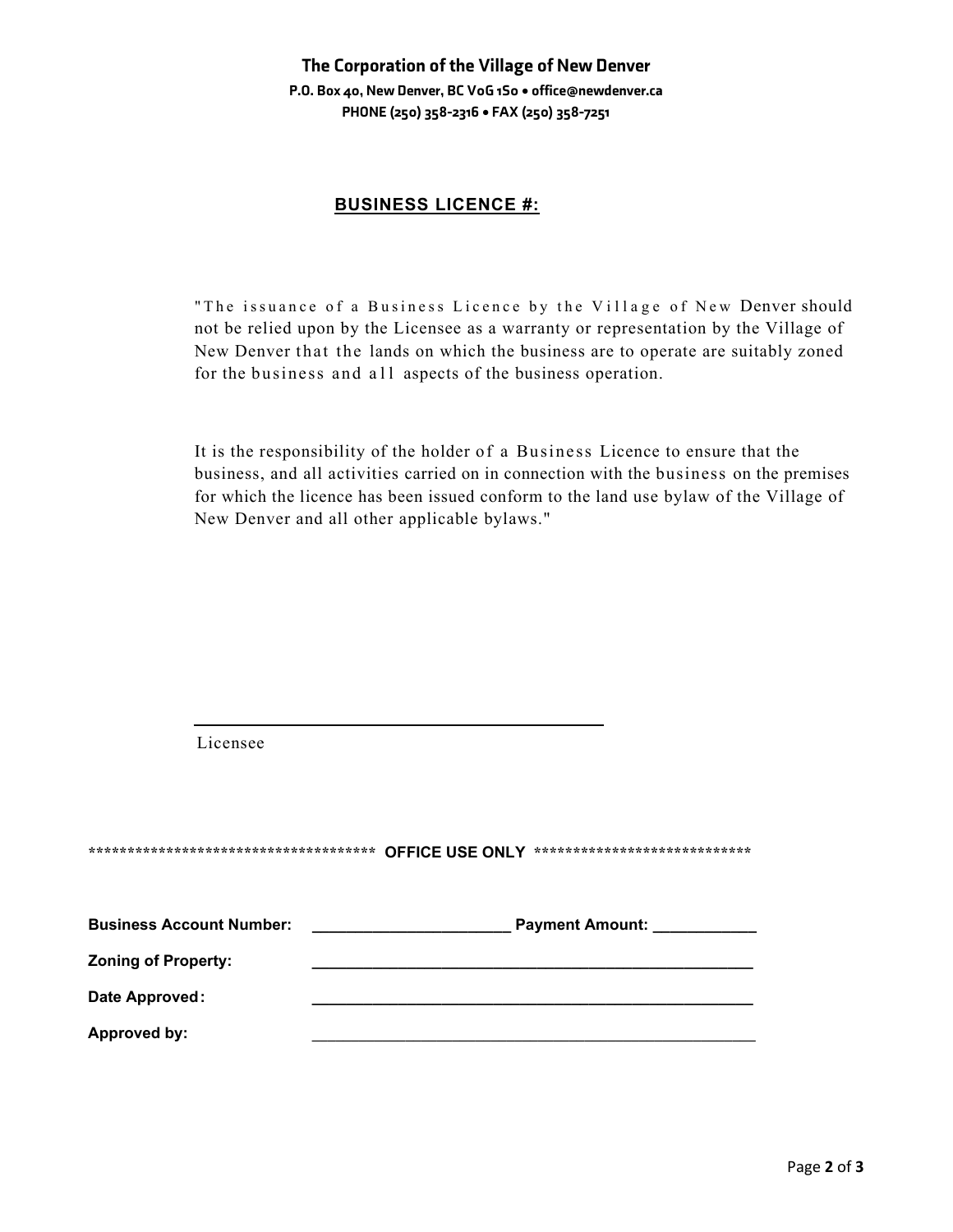**The Corporation of the Village of New Denver**
**P.O. Box 40, New Denver, BC V0G 1S0 • office@newdenver.ca**
**PHONE (250) 358-2316 • FAX (250) 358-7251**

## BUSINESS LICENCE #:

"The issuance of a Business Licence by the Village of New Denver should not be relied upon by the Licensee as a warranty or representation by the Village of New Denver that the lands on which the business are to operate are suitably zoned for the business and all aspects of the business operation.

It is the responsibility of the holder of a Business Licence to ensure that the business, and all activities carried on in connection with the business on the premises for which the licence has been issued conform to the land use bylaw of the Village of New Denver and all other applicable bylaws."

_____________________________________________

Licensee

************************************* **OFFICE USE ONLY** ****************************

**Business Account Number:** ______________________ **Payment Amount:** ____________

**Zoning of Property:** ____________________________________________________

**Date Approved:** ____________________________________________________

**Approved by:** ____________________________________________________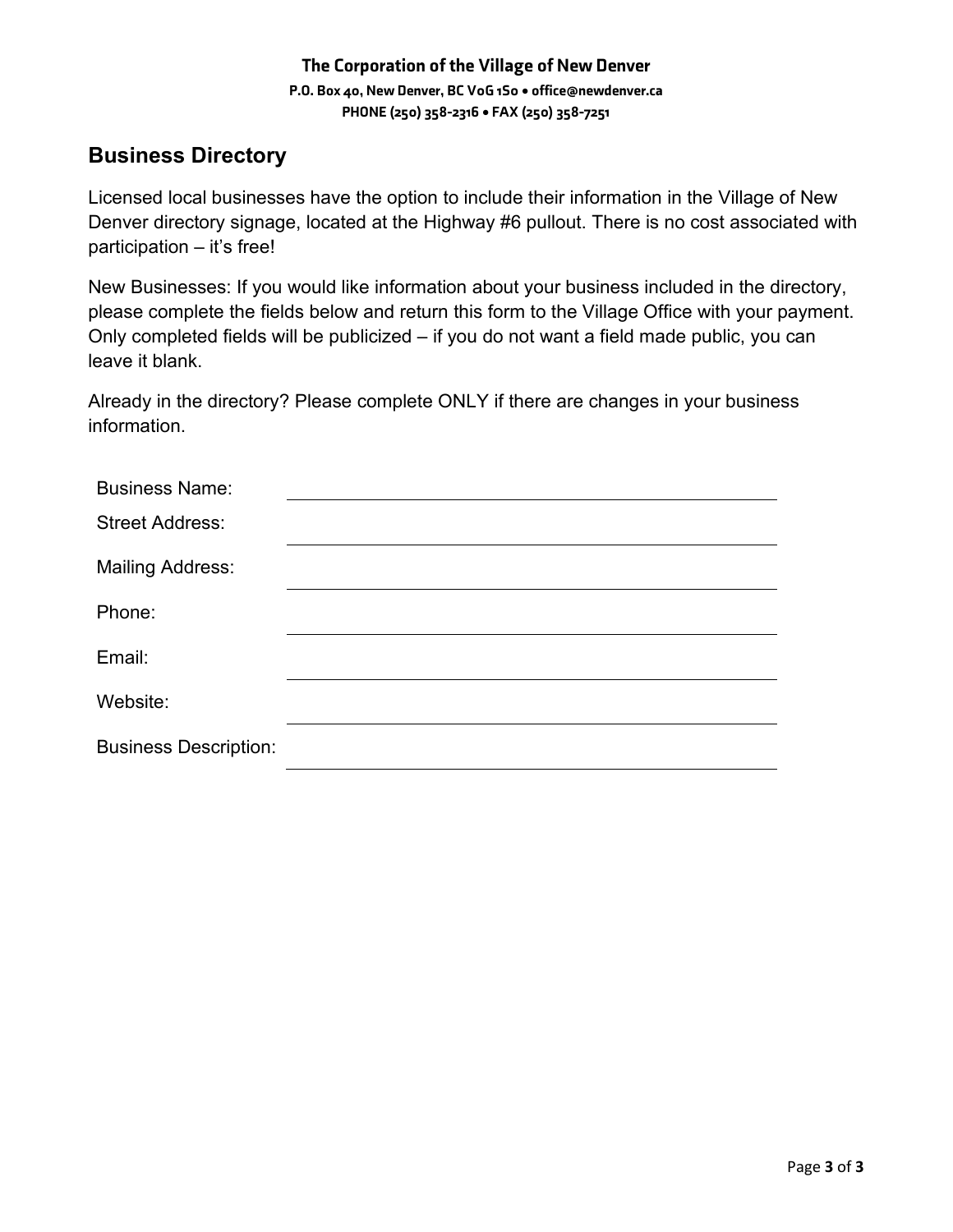**The Corporation of the Village of New Denver**

**P.O. Box 40, New Denver, BC V0G 1S0 • office@newdenver.ca**

**PHONE (250) 358-2316 • FAX (250) 358-7251**

## Business Directory

Licensed local businesses have the option to include their information in the Village of New Denver directory signage, located at the Highway #6 pullout. There is no cost associated with participation – it's free!

New Businesses: If you would like information about your business included in the directory, please complete the fields below and return this form to the Village Office with your payment. Only completed fields will be publicized – if you do not want a field made public, you can leave it blank.

Already in the directory? Please complete ONLY if there are changes in your business information.

Business Name: ______________________________

Street Address: ______________________________

Mailing Address: ______________________________

Phone: ______________________________

Email: ______________________________

Website: ______________________________

Business Description: ______________________________